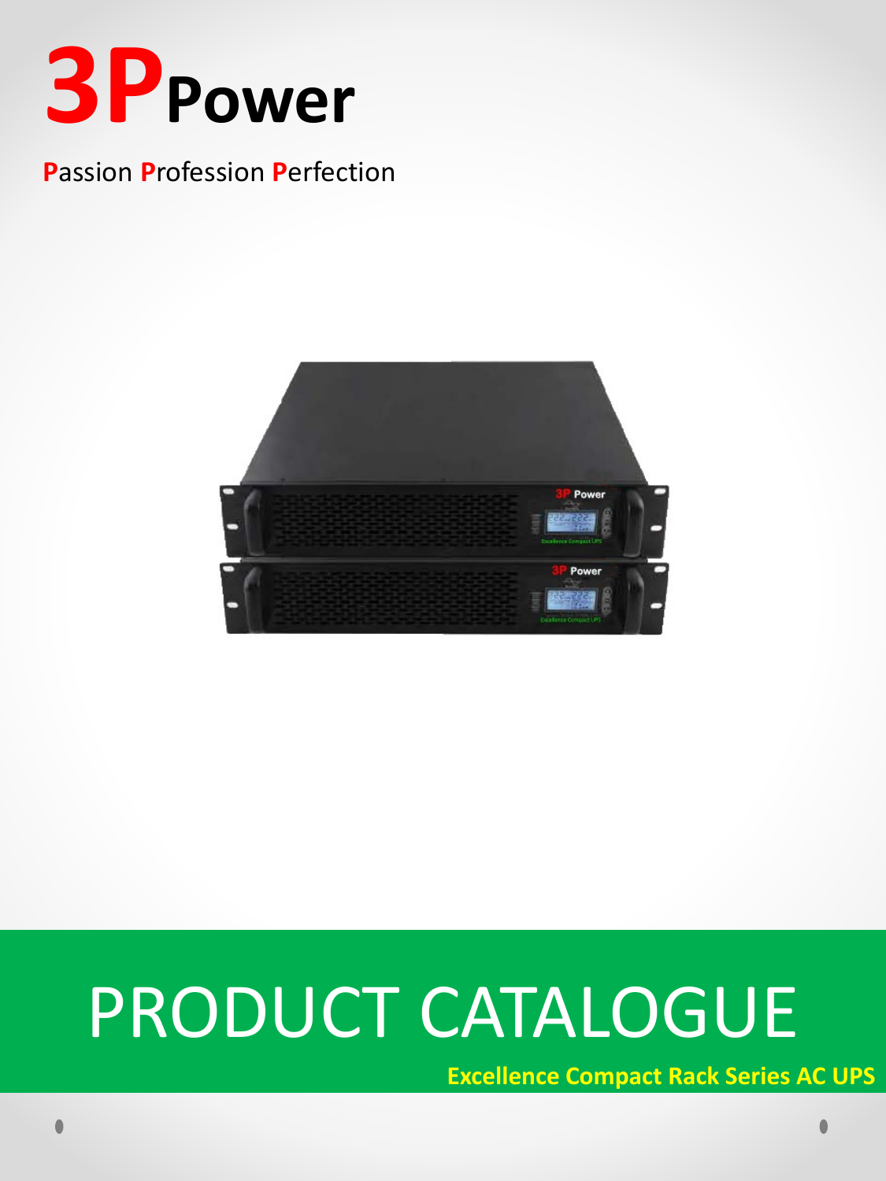# 3P Power

**P**assion **P**rofession **P**erfection

# PRODUCT CATALOGUE

**Excellence Compact Rack Series AC UPS**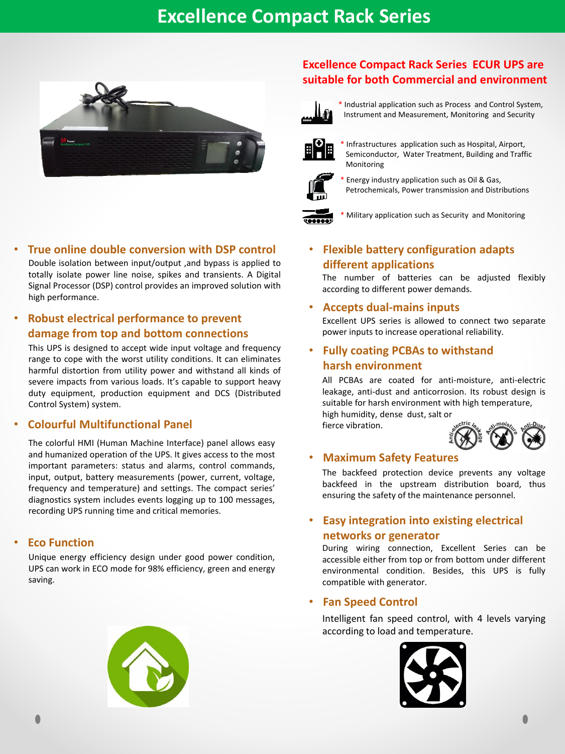# Excellence Compact Rack Series

## Excellence Compact Rack Series ECUR UPS are suitable for both Commercial and environment

* Industrial application such as Process and Control System, Instrument and Measurement, Monitoring and Security
* Infrastructures application such as Hospital, Airport, Semiconductor, Water Treatment, Building and Traffic Monitoring
* Energy industry application such as Oil & Gas, Petrochemicals, Power transmission and Distributions
* Military application such as Security and Monitoring

### True online double conversion with DSP control

Double isolation between input/output ,and bypass is applied to totally isolate power line noise, spikes and transients. A Digital Signal Processor (DSP) control provides an improved solution with high performance.

### Robust electrical performance to prevent damage from top and bottom connections

This UPS is designed to accept wide input voltage and frequency range to cope with the worst utility conditions. It can eliminates harmful distortion from utility power and withstand all kinds of severe impacts from various loads. It's capable to support heavy duty equipment, production equipment and DCS (Distributed Control System) system.

### Colourful Multifunctional Panel

The colorful HMI (Human Machine Interface) panel allows easy and humanized operation of the UPS. It gives access to the most important parameters: status and alarms, control commands, input, output, battery measurements (power, current, voltage, frequency and temperature) and settings. The compact series' diagnostics system includes events logging up to 100 messages, recording UPS running time and critical memories.

### Eco Function

Unique energy efficiency design under good power condition, UPS can work in ECO mode for 98% efficiency, green and energy saving.

### Flexible battery configuration adapts different applications

The number of batteries can be adjusted flexibly according to different power demands.

### Accepts dual-mains inputs

Excellent UPS series is allowed to connect two separate power inputs to increase operational reliability.

### Fully coating PCBAs to withstand harsh environment

All PCBAs are coated for anti-moisture, anti-electric leakage, anti-dust and anticorrosion. Its robust design is suitable for harsh environment with high temperature, high humidity, dense dust, salt or fierce vibration.

### Maximum Safety Features

The backfeed protection device prevents any voltage backfeed in the upstream distribution board, thus ensuring the safety of the maintenance personnel.

### Easy integration into existing electrical networks or generator

During wiring connection, Excellent Series can be accessible either from top or from bottom under different environmental condition. Besides, this UPS is fully compatible with generator.

### Fan Speed Control

Intelligent fan speed control, with 4 levels varying according to load and temperature.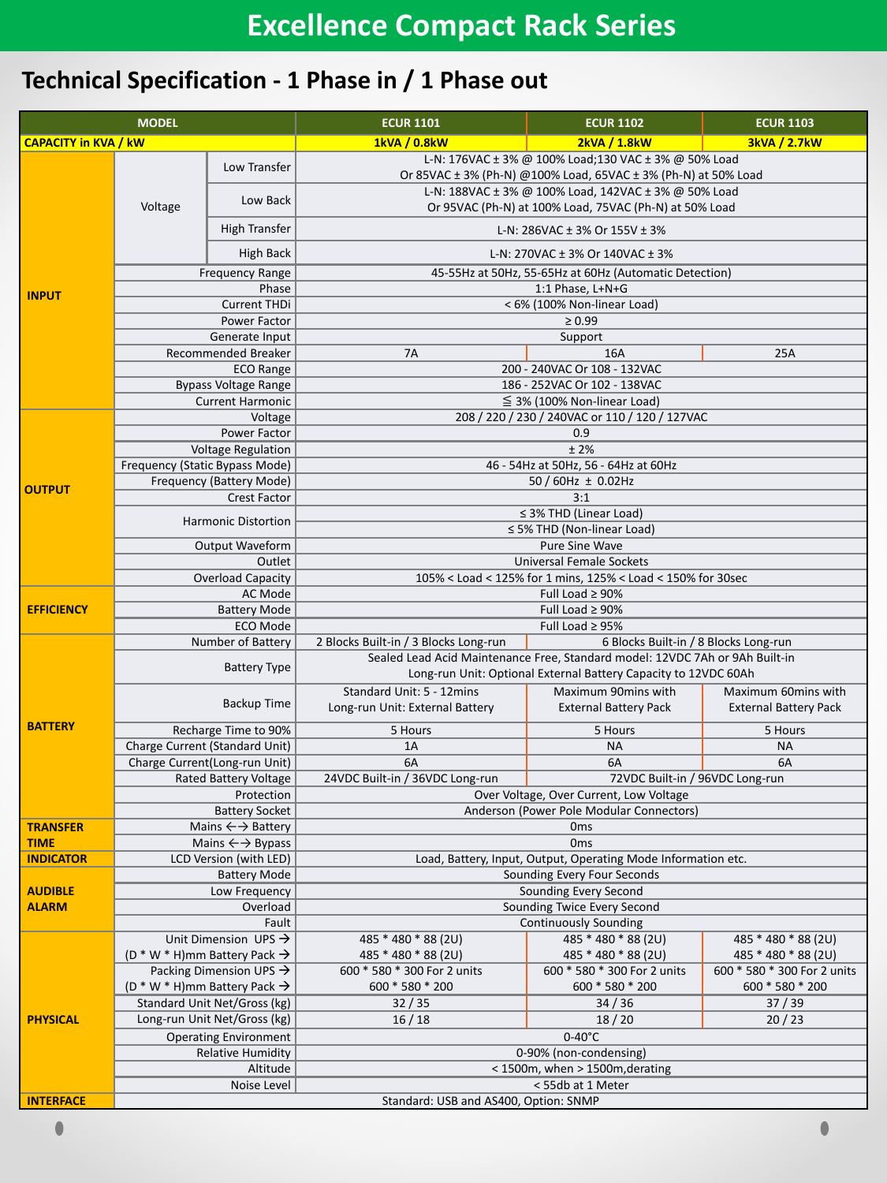# Excellence Compact Rack Series

## Technical Specification - 1 Phase in / 1 Phase out

| MODEL | | | ECUR 1101 | ECUR 1102 | ECUR 1103 |
|---|---|---|---|---|---|
| **CAPACITY in KVA / kW** | | | 1kVA / 0.8kW | 2kVA / 1.8kW | 3kVA / 2.7kW |
| **INPUT** | Voltage | Low Transfer | L-N: 176VAC ± 3% @ 100% Load;130 VAC ± 3% @ 50% Load<br>Or 85VAC ± 3% (Ph-N) @100% Load, 65VAC ± 3% (Ph-N) at 50% Load | | |
| | | Low Back | L-N: 188VAC ± 3% @ 100% Load, 142VAC ± 3% @ 50% Load<br>Or 95VAC (Ph-N) at 100% Load, 75VAC (Ph-N) at 50% Load | | |
| | | High Transfer | L-N: 286VAC ± 3% Or 155V ± 3% | | |
| | | High Back | L-N: 270VAC ± 3% Or 140VAC ± 3% | | |
| | Frequency Range | | 45-55Hz at 50Hz, 55-65Hz at 60Hz (Automatic Detection) | | |
| | Phase | | 1:1 Phase, L+N+G | | |
| | Current THDi | | < 6% (100% Non-linear Load) | | |
| | Power Factor | | ≥ 0.99 | | |
| | Generate Input | | Support | | |
| | Recommended Breaker | | 7A | 16A | 25A |
| | ECO Range | | 200 - 240VAC Or 108 - 132VAC | | |
| | Bypass Voltage Range | | 186 - 252VAC Or 102 - 138VAC | | |
| | Current Harmonic | | ≦ 3% (100% Non-linear Load) | | |
| **OUTPUT** | Voltage | | 208 / 220 / 230 / 240VAC or 110 / 120 / 127VAC | | |
| | Power Factor | | 0.9 | | |
| | Voltage Regulation | | ± 2% | | |
| | Frequency (Static Bypass Mode) | | 46 - 54Hz at 50Hz, 56 - 64Hz at 60Hz | | |
| | Frequency (Battery Mode) | | 50 / 60Hz ± 0.02Hz | | |
| | Crest Factor | | 3:1 | | |
| | Harmonic Distortion | | ≤ 3% THD (Linear Load)<br>≤ 5% THD (Non-linear Load) | | |
| | Output Waveform | | Pure Sine Wave | | |
| | Outlet | | Universal Female Sockets | | |
| | Overload Capacity | | 105% < Load < 125% for 1 mins, 125% < Load < 150% for 30sec | | |
| **EFFICIENCY** | AC Mode | | Full Load ≥ 90% | | |
| | Battery Mode | | Full Load ≥ 90% | | |
| | ECO Mode | | Full Load ≥ 95% | | |
| **BATTERY** | Number of Battery | | 2 Blocks Built-in / 3 Blocks Long-run | 6 Blocks Built-in / 8 Blocks Long-run | |
| | Battery Type | | Sealed Lead Acid Maintenance Free, Standard model: 12VDC 7Ah or 9Ah Built-in<br>Long-run Unit: Optional External Battery Capacity to 12VDC 60Ah | | |
| | Backup Time | | Standard Unit: 5 - 12mins<br>Long-run Unit: External Battery | Maximum 90mins with External Battery Pack | Maximum 60mins with External Battery Pack |
| | Recharge Time to 90% | | 5 Hours | 5 Hours | 5 Hours |
| | Charge Current (Standard Unit) | | 1A | NA | NA |
| | Charge Current(Long-run Unit) | | 6A | 6A | 6A |
| | Rated Battery Voltage | | 24VDC Built-in / 36VDC Long-run | 72VDC Built-in / 96VDC Long-run | |
| | Protection | | Over Voltage, Over Current, Low Voltage | | |
| | Battery Socket | | Anderson (Power Pole Modular Connectors) | | |
| **TRANSFER TIME** | Mains ←→ Battery | | 0ms | | |
| | Mains ←→ Bypass | | 0ms | | |
| **INDICATOR** | LCD Version (with LED) | | Load, Battery, Input, Output, Operating Mode Information etc. | | |
| **AUDIBLE ALARM** | Battery Mode | | Sounding Every Four Seconds | | |
| | Low Frequency | | Sounding Every Second | | |
| | Overload | | Sounding Twice Every Second | | |
| | Fault | | Continuously Sounding | | |
| **PHYSICAL** | Unit Dimension UPS →<br>(D * W * H)mm Battery Pack → | | 485 * 480 * 88 (2U)<br>485 * 480 * 88 (2U) | 485 * 480 * 88 (2U)<br>485 * 480 * 88 (2U) | 485 * 480 * 88 (2U)<br>485 * 480 * 88 (2U) |
| | Packing Dimension UPS →<br>(D * W * H)mm Battery Pack → | | 600 * 580 * 300 For 2 units<br>600 * 580 * 200 | 600 * 580 * 300 For 2 units<br>600 * 580 * 200 | 600 * 580 * 300 For 2 units<br>600 * 580 * 200 |
| | Standard Unit Net/Gross (kg) | | 32 / 35 | 34 / 36 | 37 / 39 |
| | Long-run Unit Net/Gross (kg) | | 16 / 18 | 18 / 20 | 20 / 23 |
| | Operating Environment | | 0-40°C | | |
| | Relative Humidity | | 0-90% (non-condensing) | | |
| | Altitude | | < 1500m, when > 1500m,derating | | |
| | Noise Level | | < 55db at 1 Meter | | |
| **INTERFACE** | Standard: USB and AS400, Option: SNMP | | | | |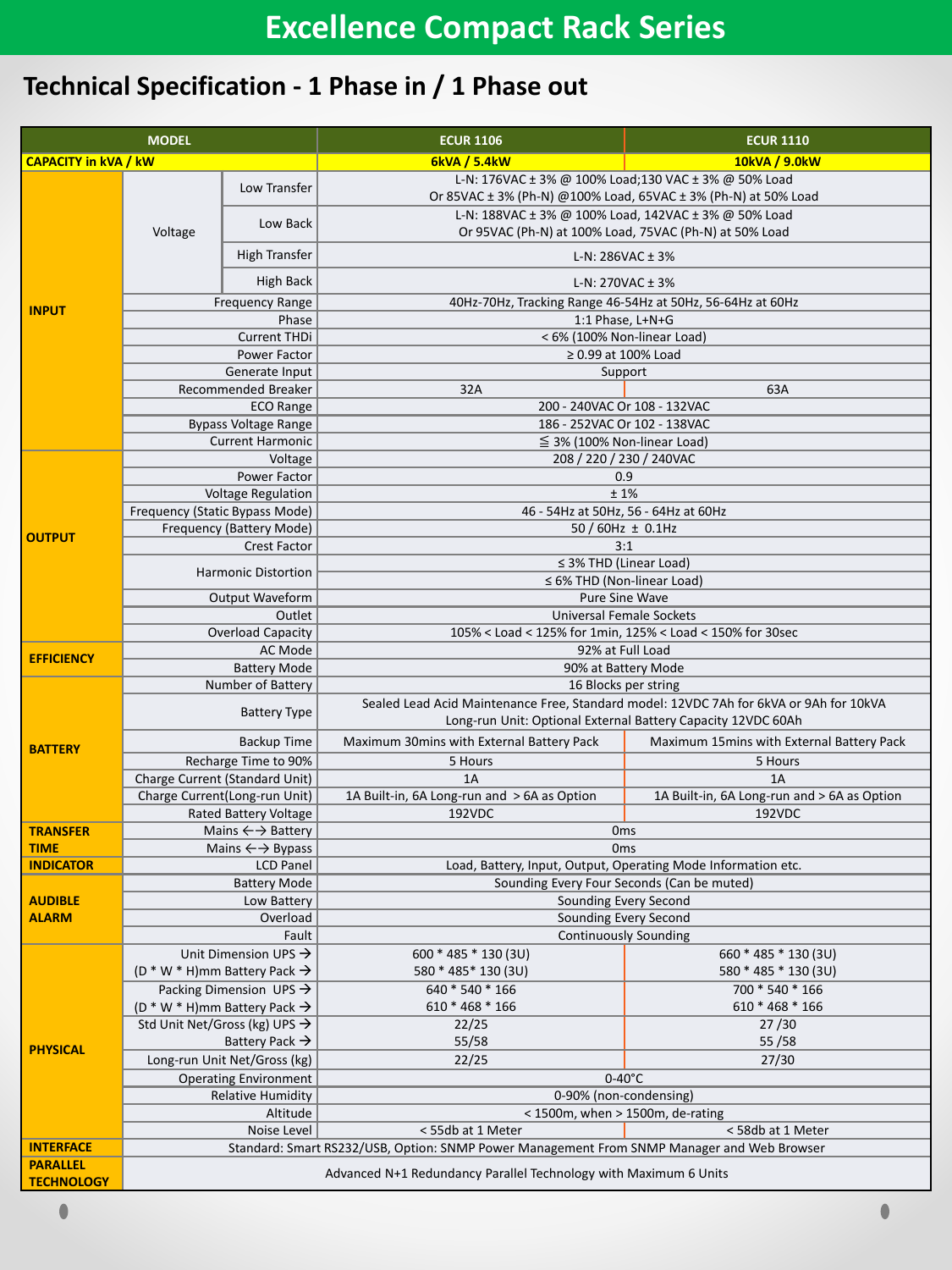# Excellence Compact Rack Series

## Technical Specification - 1 Phase in / 1 Phase out

| MODEL | | | ECUR 1106 | ECUR 1110 |
|---|---|---|---|---|
| CAPACITY in kVA / kW | | | 6kVA / 5.4kW | 10kVA / 9.0kW |
| INPUT | Voltage | Low Transfer | L-N: 176VAC ± 3% @ 100% Load;130 VAC ± 3% @ 50% Load<br>Or 85VAC ± 3% (Ph-N) @100% Load, 65VAC ± 3% (Ph-N) at 50% Load | |
| | | Low Back | L-N: 188VAC ± 3% @ 100% Load, 142VAC ± 3% @ 50% Load<br>Or 95VAC (Ph-N) at 100% Load, 75VAC (Ph-N) at 50% Load | |
| | | High Transfer | L-N: 286VAC ± 3% | |
| | | High Back | L-N: 270VAC ± 3% | |
| | Frequency Range | | 40Hz-70Hz, Tracking Range 46-54Hz at 50Hz, 56-64Hz at 60Hz | |
| | Phase | | 1:1 Phase, L+N+G | |
| | Current THDi | | < 6% (100% Non-linear Load) | |
| | Power Factor | | ≥ 0.99 at 100% Load | |
| | Generate Input | | Support | |
| | Recommended Breaker | | 32A | 63A |
| | ECO Range | | 200 - 240VAC Or 108 - 132VAC | |
| | Bypass Voltage Range | | 186 - 252VAC Or 102 - 138VAC | |
| | Current Harmonic | | ≦ 3% (100% Non-linear Load) | |
| OUTPUT | Voltage | | 208 / 220 / 230 / 240VAC | |
| | Power Factor | | 0.9 | |
| | Voltage Regulation | | ± 1% | |
| | Frequency (Static Bypass Mode) | | 46 - 54Hz at 50Hz, 56 - 64Hz at 60Hz | |
| | Frequency (Battery Mode) | | 50 / 60Hz ± 0.1Hz | |
| | Crest Factor | | 3:1 | |
| | Harmonic Distortion | | ≤ 3% THD (Linear Load)<br>≤ 6% THD (Non-linear Load) | |
| | Output Waveform | | Pure Sine Wave | |
| | Outlet | | Universal Female Sockets | |
| | Overload Capacity | | 105% < Load < 125% for 1min, 125% < Load < 150% for 30sec | |
| EFFICIENCY | AC Mode | | 92% at Full Load | |
| | Battery Mode | | 90% at Battery Mode | |
| BATTERY | Number of Battery | | 16 Blocks per string | |
| | Battery Type | | Sealed Lead Acid Maintenance Free, Standard model: 12VDC 7Ah for 6kVA or 9Ah for 10kVA<br>Long-run Unit: Optional External Battery Capacity 12VDC 60Ah | |
| | Backup Time | | Maximum 30mins with External Battery Pack | Maximum 15mins with External Battery Pack |
| | Recharge Time to 90% | | 5 Hours | 5 Hours |
| | Charge Current (Standard Unit) | | 1A | 1A |
| | Charge Current(Long-run Unit) | | 1A Built-in, 6A Long-run and > 6A as Option | 1A Built-in, 6A Long-run and > 6A as Option |
| | Rated Battery Voltage | | 192VDC | 192VDC |
| TRANSFER TIME | Mains ←→ Battery | | 0ms | |
| | Mains ←→ Bypass | | 0ms | |
| INDICATOR | LCD Panel | | Load, Battery, Input, Output, Operating Mode Information etc. | |
| AUDIBLE ALARM | Battery Mode | | Sounding Every Four Seconds (Can be muted) | |
| | Low Battery | | Sounding Every Second | |
| | Overload | | Sounding Every Second | |
| | Fault | | Continuously Sounding | |
| PHYSICAL | Unit Dimension UPS →<br>(D * W * H)mm Battery Pack → | | 600 * 485 * 130 (3U)<br>580 * 485* 130 (3U) | 660 * 485 * 130 (3U)<br>580 * 485 * 130 (3U) |
| | Packing Dimension UPS →<br>(D * W * H)mm Battery Pack → | | 640 * 540 * 166<br>610 * 468 * 166 | 700 * 540 * 166<br>610 * 468 * 166 |
| | Std Unit Net/Gross (kg) UPS →<br>Battery Pack → | | 22/25<br>55/58 | 27 /30<br>55 /58 |
| | Long-run Unit Net/Gross (kg) | | 22/25 | 27/30 |
| | Operating Environment | | 0-40°C | |
| | Relative Humidity | | 0-90% (non-condensing) | |
| | Altitude | | < 1500m, when > 1500m, de-rating | |
| | Noise Level | | < 55db at 1 Meter | < 58db at 1 Meter |
| INTERFACE | | | Standard: Smart RS232/USB, Option: SNMP Power Management From SNMP Manager and Web Browser | |
| PARALLEL TECHNOLOGY | | | Advanced N+1 Redundancy Parallel Technology with Maximum 6 Units | |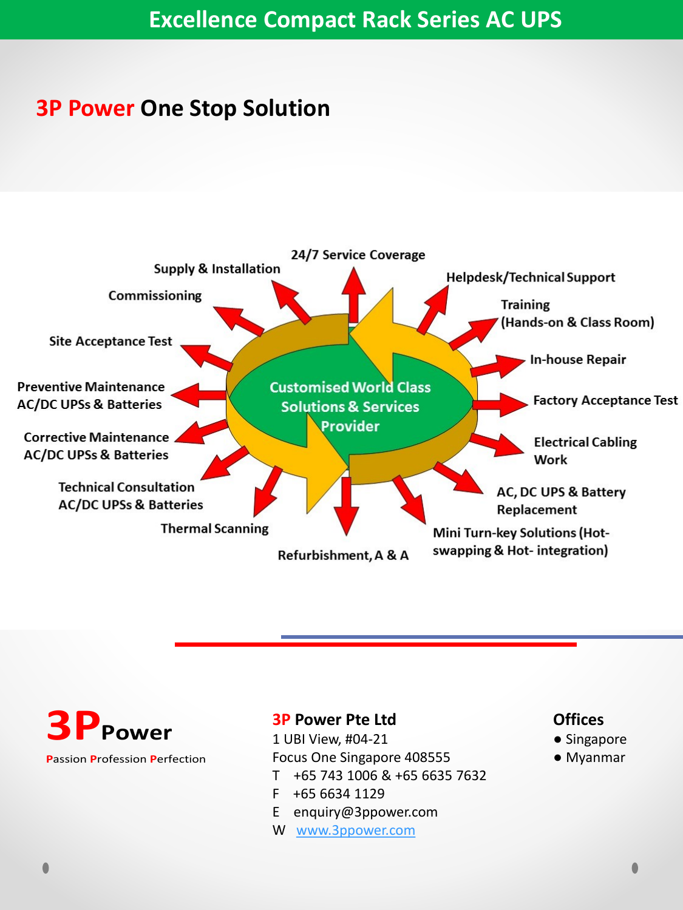# Excellence Compact Rack Series AC UPS

## 3P Power One Stop Solution

Customised World Class Solutions & Services Provider

24/7 Service Coverage

Helpdesk/Technical Support

Training (Hands-on & Class Room)

In-house Repair

Factory Acceptance Test

Electrical Cabling Work

AC, DC UPS & Battery Replacement

Mini Turn-key Solutions (Hot-swapping & Hot- integration)

Refurbishment, A & A

Thermal Scanning

Technical Consultation AC/DC UPSs & Batteries

Corrective Maintenance AC/DC UPSs & Batteries

Preventive Maintenance AC/DC UPSs & Batteries

Site Acceptance Test

Commissioning

Supply & Installation

**3P Power**

Passion Profession Perfection

**3P Power Pte Ltd**

1 UBI View, #04-21

Focus One Singapore 408555

T +65 743 1006 & +65 6635 7632

F +65 6634 1129

E enquiry@3ppower.com

W www.3ppower.com

**Offices**

- Singapore
- Myanmar